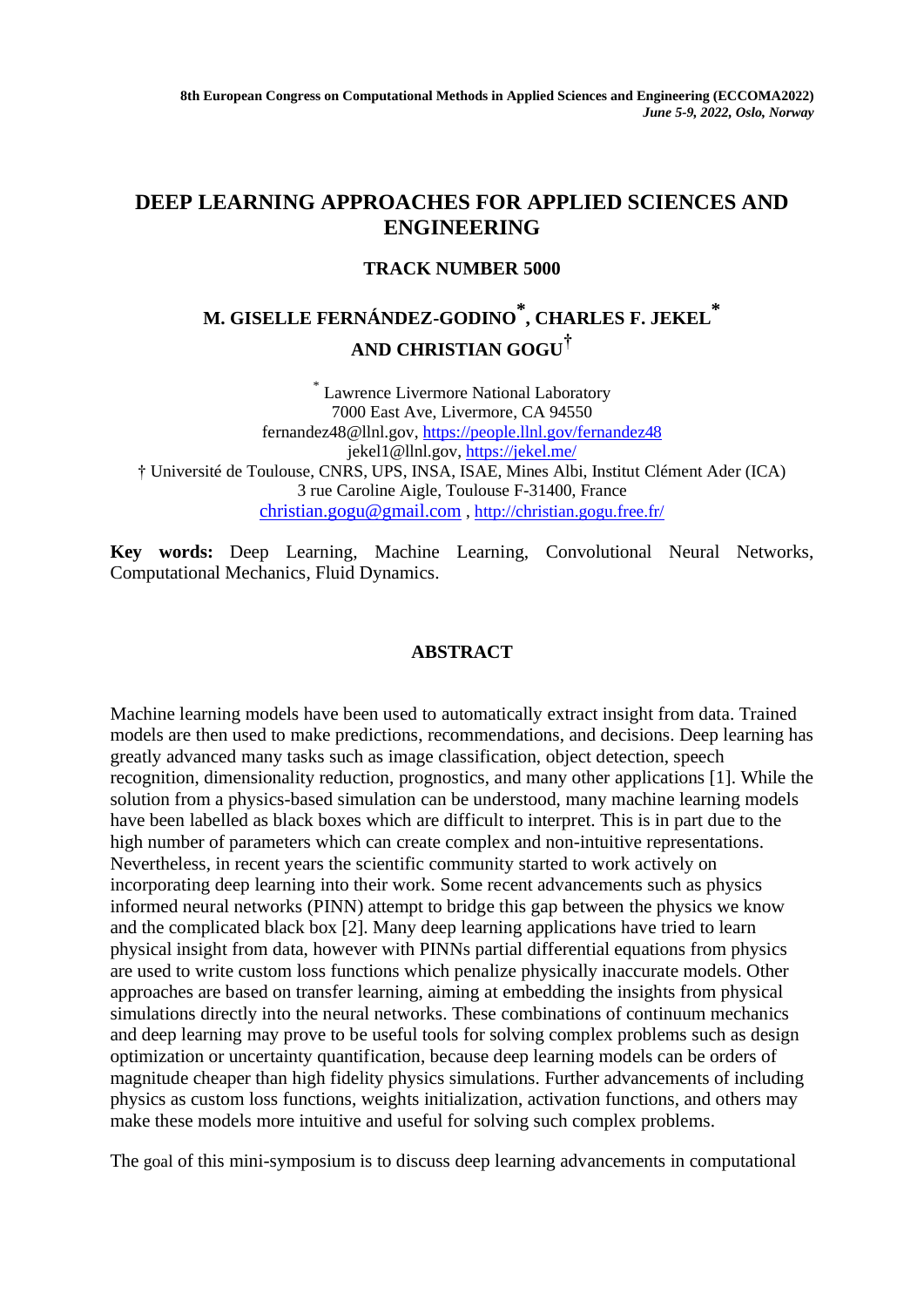8th European Congress on Computational Methods in Applied Sciences and Engineering (ECCOMA2022)
*June 5-9, 2022, Oslo, Norway*

# DEEP LEARNING APPROACHES FOR APPLIED SCIENCES AND ENGINEERING

## TRACK NUMBER 5000

## M. GISELLE FERNÁNDEZ-GODINO[*], CHARLES F. JEKEL[*] AND CHRISTIAN GOGU[†]

[*] Lawrence Livermore National Laboratory
7000 East Ave, Livermore, CA 94550
fernandez48@llnl.gov, https://people.llnl.gov/fernandez48
jekel1@llnl.gov, https://jekel.me/

† Université de Toulouse, CNRS, UPS, INSA, ISAE, Mines Albi, Institut Clément Ader (ICA)
3 rue Caroline Aigle, Toulouse F-31400, France
christian.gogu@gmail.com , http://christian.gogu.free.fr/

**Key words:** Deep Learning, Machine Learning, Convolutional Neural Networks, Computational Mechanics, Fluid Dynamics.

## ABSTRACT

Machine learning models have been used to automatically extract insight from data. Trained models are then used to make predictions, recommendations, and decisions. Deep learning has greatly advanced many tasks such as image classification, object detection, speech recognition, dimensionality reduction, prognostics, and many other applications [1]. While the solution from a physics-based simulation can be understood, many machine learning models have been labelled as black boxes which are difficult to interpret. This is in part due to the high number of parameters which can create complex and non-intuitive representations. Nevertheless, in recent years the scientific community started to work actively on incorporating deep learning into their work. Some recent advancements such as physics informed neural networks (PINN) attempt to bridge this gap between the physics we know and the complicated black box [2]. Many deep learning applications have tried to learn physical insight from data, however with PINNs partial differential equations from physics are used to write custom loss functions which penalize physically inaccurate models. Other approaches are based on transfer learning, aiming at embedding the insights from physical simulations directly into the neural networks. These combinations of continuum mechanics and deep learning may prove to be useful tools for solving complex problems such as design optimization or uncertainty quantification, because deep learning models can be orders of magnitude cheaper than high fidelity physics simulations. Further advancements of including physics as custom loss functions, weights initialization, activation functions, and others may make these models more intuitive and useful for solving such complex problems.

The goal of this mini-symposium is to discuss deep learning advancements in computational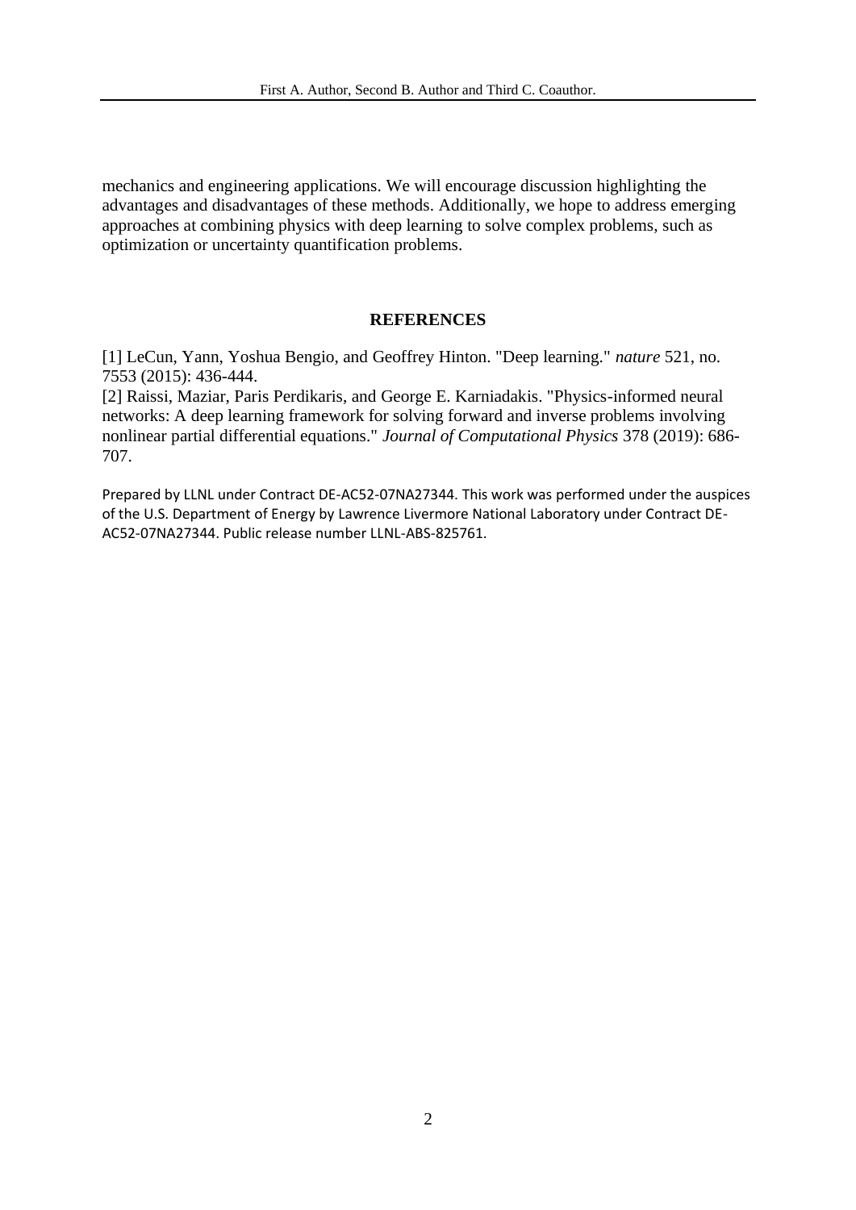mechanics and engineering applications. We will encourage discussion highlighting the advantages and disadvantages of these methods. Additionally, we hope to address emerging approaches at combining physics with deep learning to solve complex problems, such as optimization or uncertainty quantification problems.

## REFERENCES

[1] LeCun, Yann, Yoshua Bengio, and Geoffrey Hinton. "Deep learning." *nature* 521, no. 7553 (2015): 436-444.

[2] Raissi, Maziar, Paris Perdikaris, and George E. Karniadakis. "Physics-informed neural networks: A deep learning framework for solving forward and inverse problems involving nonlinear partial differential equations." *Journal of Computational Physics* 378 (2019): 686-707.

Prepared by LLNL under Contract DE-AC52-07NA27344. This work was performed under the auspices of the U.S. Department of Energy by Lawrence Livermore National Laboratory under Contract DE-AC52-07NA27344. Public release number LLNL-ABS-825761.